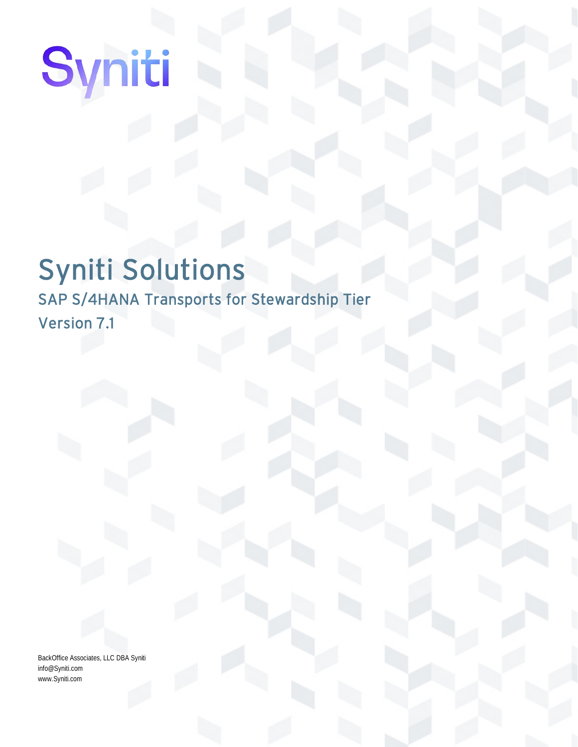Syniti

# Syniti Solutions

## SAP S/4HANA Transports for Stewardship Tier

## Version 7.1

BackOffice Associates, LLC DBA Syniti
info@Syniti.com
www.Syniti.com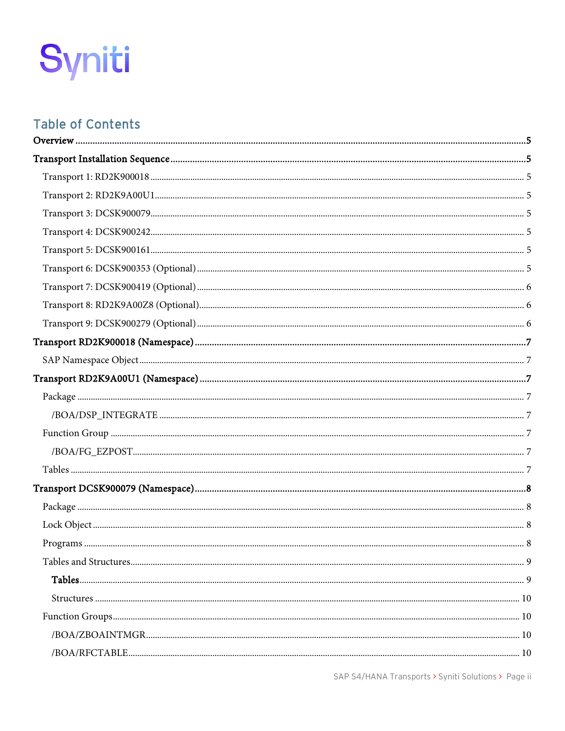Syniti

# Table of Contents

**Overview** ....... **5**

**Transport Installation Sequence** ....... **5**

- Transport 1: RD2K900018 ....... 5
- Transport 2: RD2K9A00U1 ....... 5
- Transport 3: DCSK900079 ....... 5
- Transport 4: DCSK900242 ....... 5
- Transport 5: DCSK900161 ....... 5
- Transport 6: DCSK900353 (Optional) ....... 5
- Transport 7: DCSK900419 (Optional) ....... 6
- Transport 8: RD2K9A00Z8 (Optional) ....... 6
- Transport 9: DCSK900279 (Optional) ....... 6

**Transport RD2K900018 (Namespace)** ....... **7**

- SAP Namespace Object ....... 7

**Transport RD2K9A00U1 (Namespace)** ....... **7**

- Package ....... 7
  - /BOA/DSP_INTEGRATE ....... 7
- Function Group ....... 7
  - /BOA/FG_EZPOST ....... 7
- Tables ....... 7

**Transport DCSK900079 (Namespace)** ....... **8**

- Package ....... 8
- Lock Object ....... 8
- Programs ....... 8
- Tables and Structures ....... 9
  - **Tables** ....... 9
  - Structures ....... 10
- Function Groups ....... 10
  - /BOA/ZBOAINTMGR ....... 10
  - /BOA/RFCTABLE ....... 10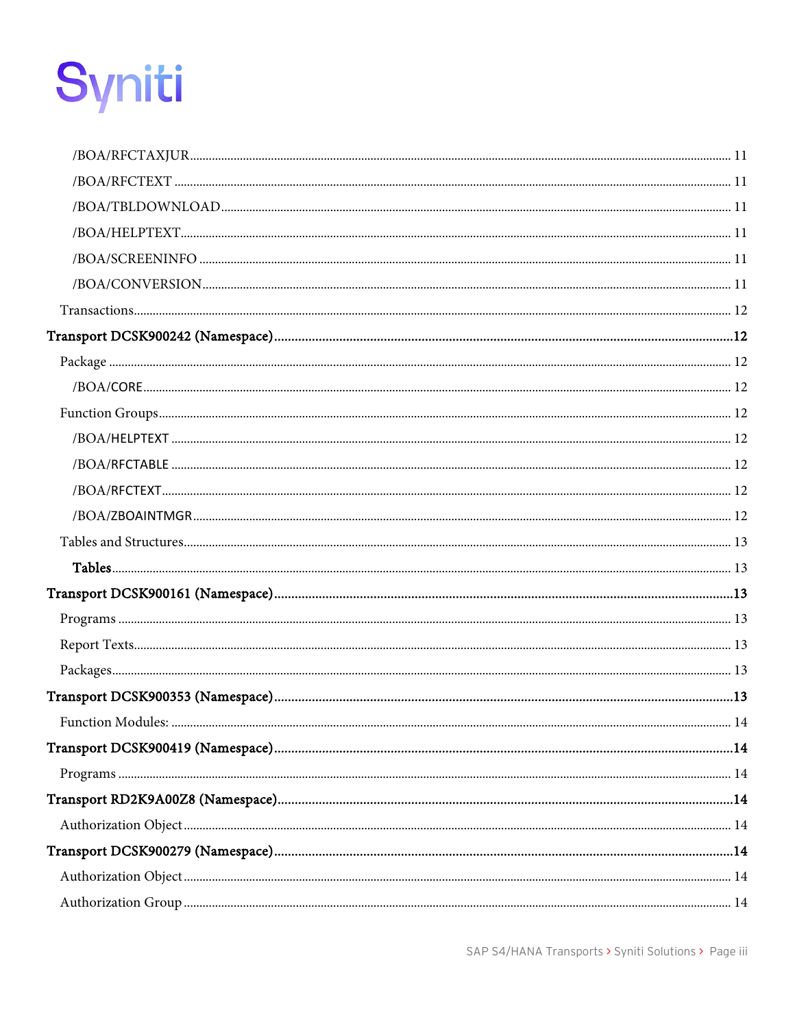/BOA/RFCTAXJUR ........ 11

/BOA/RFCTEXT ........ 11

/BOA/TBLDOWNLOAD ........ 11

/BOA/HELPTEXT ........ 11

/BOA/SCREENINFO ........ 11

/BOA/CONVERSION ........ 11

Transactions ........ 12

**Transport DCSK900242 (Namespace) ........ 12**

Package ........ 12

/BOA/CORE ........ 12

Function Groups ........ 12

/BOA/HELPTEXT ........ 12

/BOA/RFCTABLE ........ 12

/BOA/RFCTEXT ........ 12

/BOA/ZBOAINTMGR ........ 12

Tables and Structures ........ 13

**Tables** ........ 13

**Transport DCSK900161 (Namespace) ........ 13**

Programs ........ 13

Report Texts ........ 13

Packages ........ 13

**Transport DCSK900353 (Namespace) ........ 13**

Function Modules: ........ 14

**Transport DCSK900419 (Namespace) ........ 14**

Programs ........ 14

**Transport RD2K9A00Z8 (Namespace) ........ 14**

Authorization Object ........ 14

**Transport DCSK900279 (Namespace) ........ 14**

Authorization Object ........ 14

Authorization Group ........ 14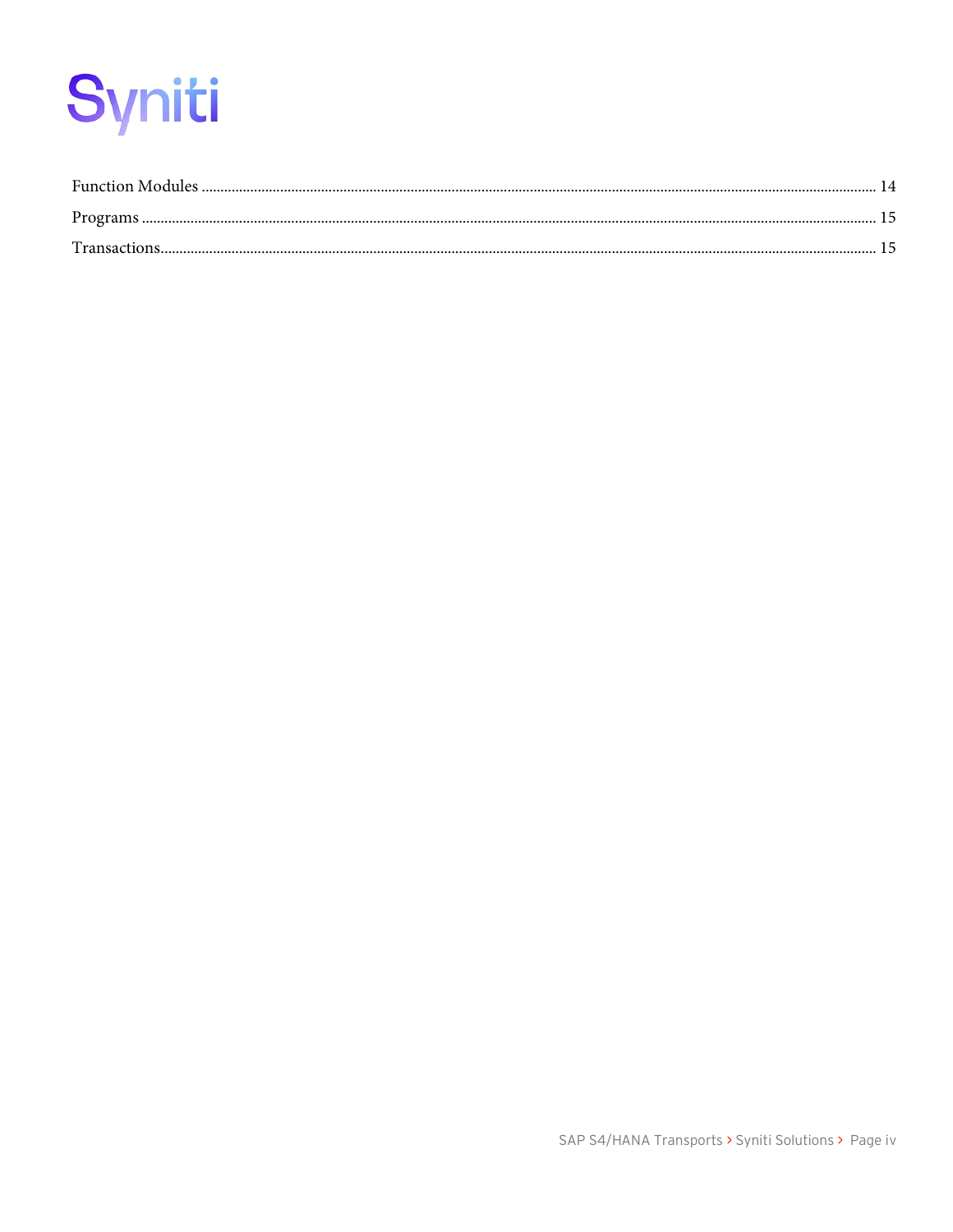Function Modules ........................................................................................................ 14

Programs ........................................................................................................ 15

Transactions ........................................................................................................ 15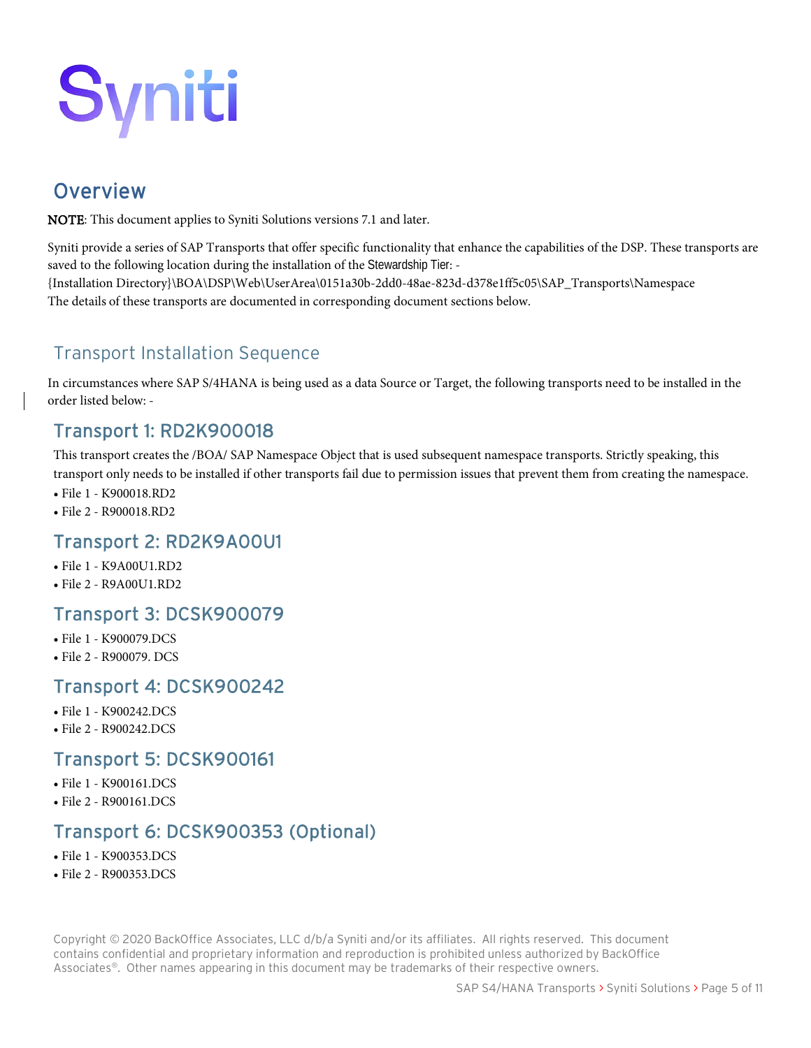# Overview

**NOTE**: This document applies to Syniti Solutions versions 7.1 and later.

Syniti provide a series of SAP Transports that offer specific functionality that enhance the capabilities of the DSP. These transports are saved to the following location during the installation of the Stewardship Tier: -
{Installation Directory}\BOA\DSP\Web\UserArea\0151a30b-2dd0-48ae-823d-d378e1ff5c05\SAP_Transports\Namespace
The details of these transports are documented in corresponding document sections below.

## Transport Installation Sequence

In circumstances where SAP S/4HANA is being used as a data Source or Target, the following transports need to be installed in the order listed below: -

### Transport 1: RD2K900018

This transport creates the /BOA/ SAP Namespace Object that is used subsequent namespace transports. Strictly speaking, this transport only needs to be installed if other transports fail due to permission issues that prevent them from creating the namespace.

- File 1 - K900018.RD2
- File 2 - R900018.RD2

### Transport 2: RD2K9A00U1

- File 1 - K9A00U1.RD2
- File 2 - R9A00U1.RD2

### Transport 3: DCSK900079

- File 1 - K900079.DCS
- File 2 - R900079. DCS

### Transport 4: DCSK900242

- File 1 - K900242.DCS
- File 2 - R900242.DCS

### Transport 5: DCSK900161

- File 1 - K900161.DCS
- File 2 - R900161.DCS

### Transport 6: DCSK900353 (Optional)

- File 1 - K900353.DCS
- File 2 - R900353.DCS

Copyright © 2020 BackOffice Associates, LLC d/b/a Syniti and/or its affiliates. All rights reserved. This document contains confidential and proprietary information and reproduction is prohibited unless authorized by BackOffice Associates®. Other names appearing in this document may be trademarks of their respective owners.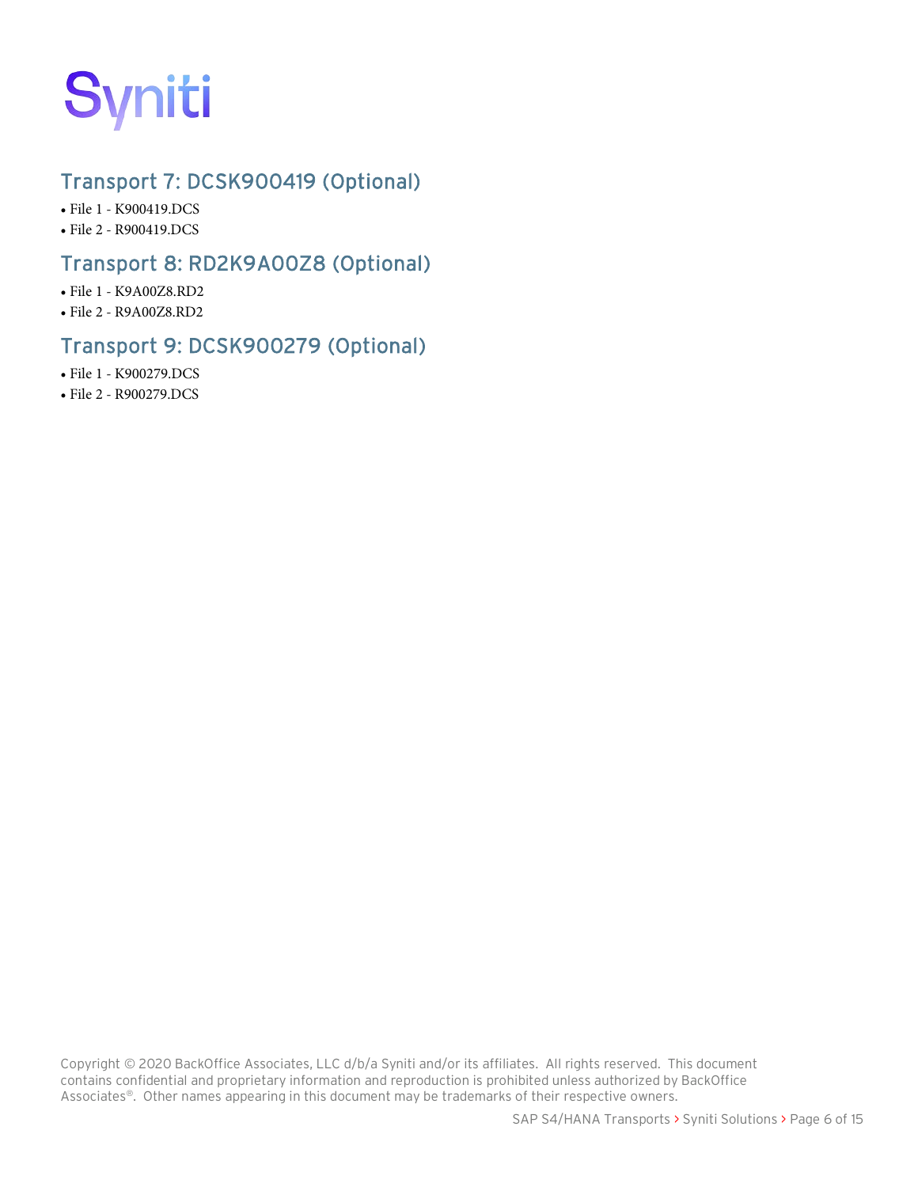## Transport 7: DCSK900419 (Optional)

- File 1 - K900419.DCS
- File 2 - R900419.DCS

## Transport 8: RD2K9A00Z8 (Optional)

- File 1 - K9A00Z8.RD2
- File 2 - R9A00Z8.RD2

## Transport 9: DCSK900279 (Optional)

- File 1 - K900279.DCS
- File 2 - R900279.DCS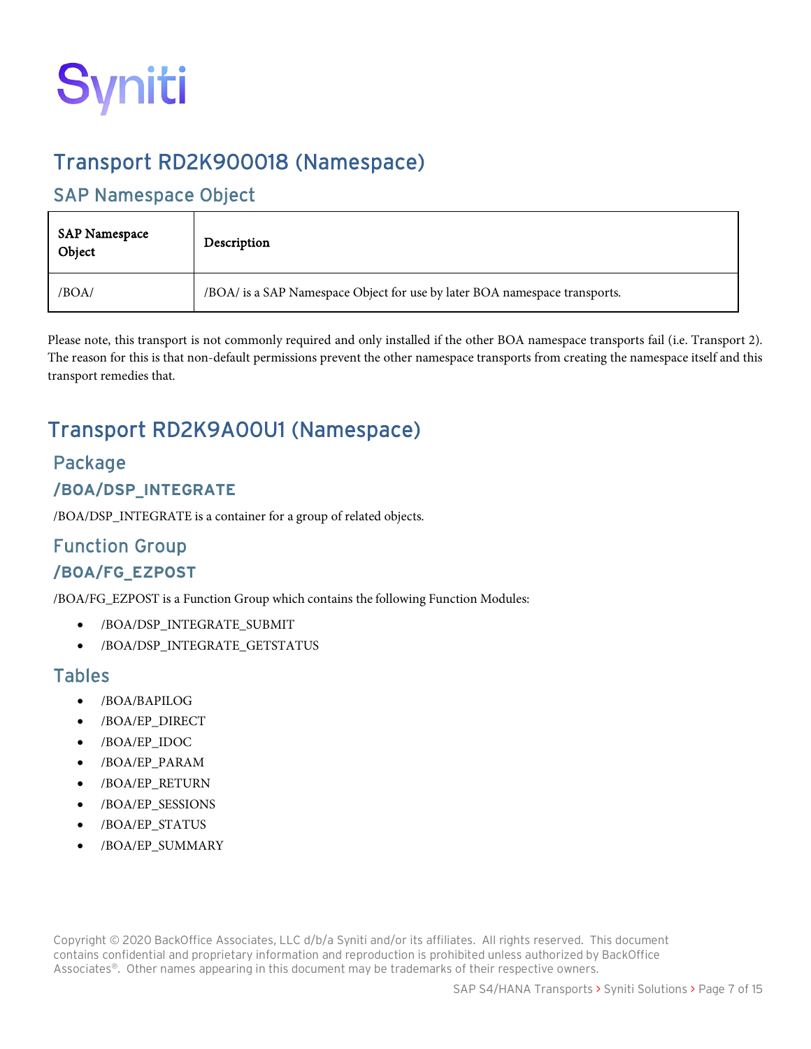# Transport RD2K900018 (Namespace)

## SAP Namespace Object

| SAP Namespace Object | Description |
| --- | --- |
| /BOA/ | /BOA/ is a SAP Namespace Object for use by later BOA namespace transports. |

Please note, this transport is not commonly required and only installed if the other BOA namespace transports fail (i.e. Transport 2). The reason for this is that non-default permissions prevent the other namespace transports from creating the namespace itself and this transport remedies that.

# Transport RD2K9A00U1 (Namespace)

## Package

### /BOA/DSP_INTEGRATE

/BOA/DSP_INTEGRATE is a container for a group of related objects.

## Function Group

### /BOA/FG_EZPOST

/BOA/FG_EZPOST is a Function Group which contains the following Function Modules:

- /BOA/DSP_INTEGRATE_SUBMIT
- /BOA/DSP_INTEGRATE_GETSTATUS

## Tables

- /BOA/BAPILOG
- /BOA/EP_DIRECT
- /BOA/EP_IDOC
- /BOA/EP_PARAM
- /BOA/EP_RETURN
- /BOA/EP_SESSIONS
- /BOA/EP_STATUS
- /BOA/EP_SUMMARY

Copyright © 2020 BackOffice Associates, LLC d/b/a Syniti and/or its affiliates. All rights reserved. This document contains confidential and proprietary information and reproduction is prohibited unless authorized by BackOffice Associates®. Other names appearing in this document may be trademarks of their respective owners.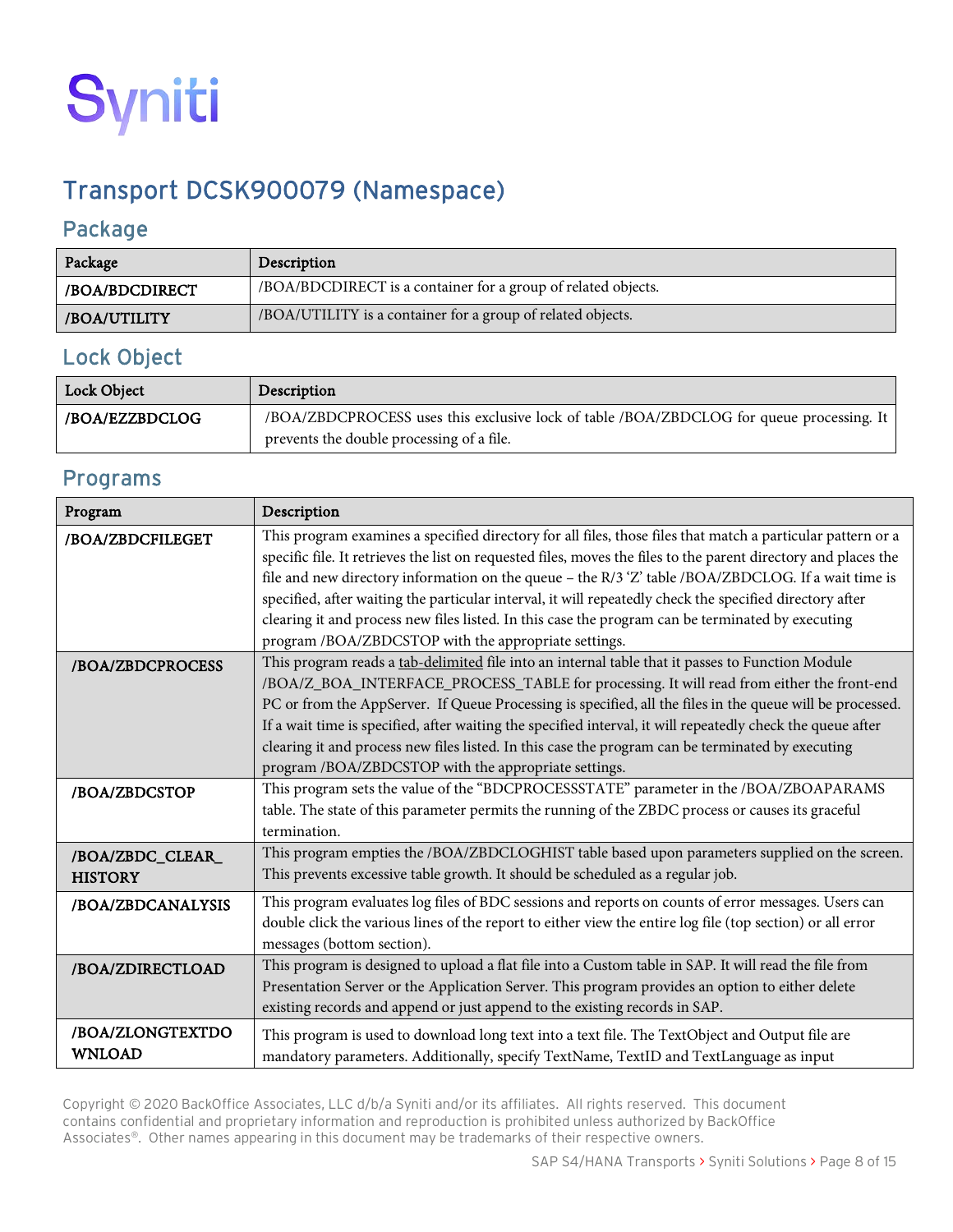## Transport DCSK900079 (Namespace)

### Package

| Package | Description |
| --- | --- |
| **/BOA/BDCDIRECT** | /BOA/BDCDIRECT is a container for a group of related objects. |
| **/BOA/UTILITY** | /BOA/UTILITY is a container for a group of related objects. |

### Lock Object

| Lock Object | Description |
| --- | --- |
| **/BOA/EZZBDCLOG** | /BOA/ZBDCPROCESS uses this exclusive lock of table /BOA/ZBDCLOG for queue processing. It prevents the double processing of a file. |

### Programs

| Program | Description |
| --- | --- |
| **/BOA/ZBDCFILEGET** | This program examines a specified directory for all files, those files that match a particular pattern or a specific file. It retrieves the list on requested files, moves the files to the parent directory and places the file and new directory information on the queue – the R/3 'Z' table /BOA/ZBDCLOG. If a wait time is specified, after waiting the particular interval, it will repeatedly check the specified directory after clearing it and process new files listed. In this case the program can be terminated by executing program /BOA/ZBDCSTOP with the appropriate settings. |
| **/BOA/ZBDCPROCESS** | This program reads a tab-delimited file into an internal table that it passes to Function Module /BOA/Z_BOA_INTERFACE_PROCESS_TABLE for processing. It will read from either the front-end PC or from the AppServer. If Queue Processing is specified, all the files in the queue will be processed. If a wait time is specified, after waiting the specified interval, it will repeatedly check the queue after clearing it and process new files listed. In this case the program can be terminated by executing program /BOA/ZBDCSTOP with the appropriate settings. |
| **/BOA/ZBDCSTOP** | This program sets the value of the "BDCPROCESSSTATE" parameter in the /BOA/ZBOAPARAMS table. The state of this parameter permits the running of the ZBDC process or causes its graceful termination. |
| **/BOA/ZBDC_CLEAR_HISTORY** | This program empties the /BOA/ZBDCLOGHIST table based upon parameters supplied on the screen. This prevents excessive table growth. It should be scheduled as a regular job. |
| **/BOA/ZBDCANALYSIS** | This program evaluates log files of BDC sessions and reports on counts of error messages. Users can double click the various lines of the report to either view the entire log file (top section) or all error messages (bottom section). |
| **/BOA/ZDIRECTLOAD** | This program is designed to upload a flat file into a Custom table in SAP. It will read the file from Presentation Server or the Application Server. This program provides an option to either delete existing records and append or just append to the existing records in SAP. |
| **/BOA/ZLONGTEXTDOWNLOAD** | This program is used to download long text into a text file. The TextObject and Output file are mandatory parameters. Additionally, specify TextName, TextID and TextLanguage as input |

Copyright © 2020 BackOffice Associates, LLC d/b/a Syniti and/or its affiliates. All rights reserved. This document contains confidential and proprietary information and reproduction is prohibited unless authorized by BackOffice Associates®. Other names appearing in this document may be trademarks of their respective owners.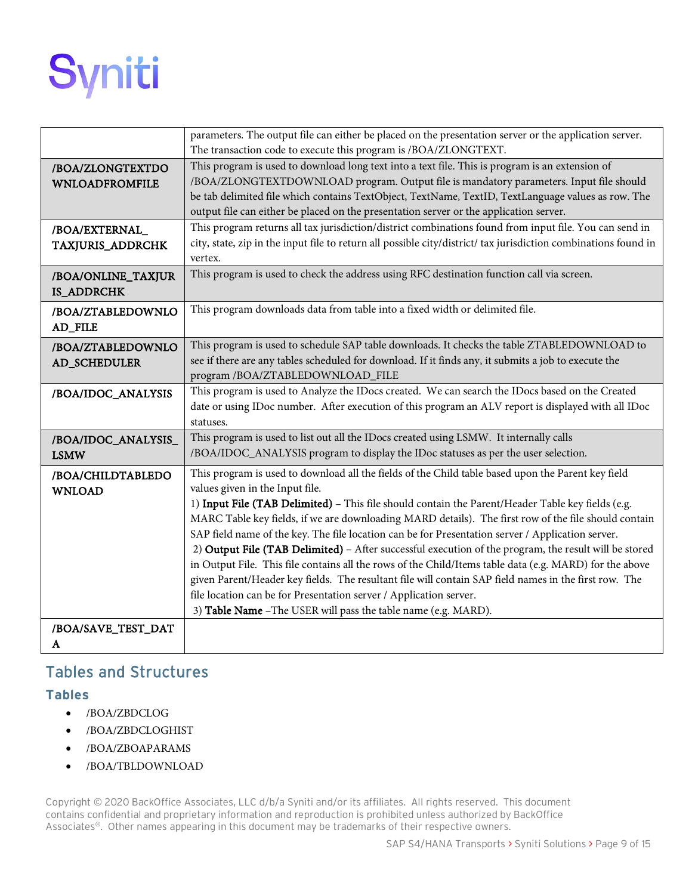| | |
|---|---|
| | parameters. The output file can either be placed on the presentation server or the application server. The transaction code to execute this program is /BOA/ZLONGTEXT. |
| **/BOA/ZLONGTEXTDOWNLOADFROMFILE** | This program is used to download long text into a text file. This is program is an extension of /BOA/ZLONGTEXTDOWNLOAD program. Output file is mandatory parameters. Input file should be tab delimited file which contains TextObject, TextName, TextID, TextLanguage values as row. The output file can either be placed on the presentation server or the application server. |
| **/BOA/EXTERNAL_TAXJURIS_ADDRCHK** | This program returns all tax jurisdiction/district combinations found from input file. You can send in city, state, zip in the input file to return all possible city/district/ tax jurisdiction combinations found in vertex. |
| **/BOA/ONLINE_TAXJURIS_ADDRCHK** | This program is used to check the address using RFC destination function call via screen. |
| **/BOA/ZTABLEDOWNLOAD_FILE** | This program downloads data from table into a fixed width or delimited file. |
| **/BOA/ZTABLEDOWNLOAD_SCHEDULER** | This program is used to schedule SAP table downloads. It checks the table ZTABLEDOWNLOAD to see if there are any tables scheduled for download. If it finds any, it submits a job to execute the program /BOA/ZTABLEDOWNLOAD_FILE |
| **/BOA/IDOC_ANALYSIS** | This program is used to Analyze the IDocs created. We can search the IDocs based on the Created date or using IDoc number. After execution of this program an ALV report is displayed with all IDoc statuses. |
| **/BOA/IDOC_ANALYSIS_LSMW** | This program is used to list out all the IDocs created using LSMW. It internally calls /BOA/IDOC_ANALYSIS program to display the IDoc statuses as per the user selection. |
| **/BOA/CHILDTABLEDOWNLOAD** | This program is used to download all the fields of the Child table based upon the Parent key field values given in the Input file.<br>1) **Input File (TAB Delimited)** – This file should contain the Parent/Header Table key fields (e.g. MARC Table key fields, if we are downloading MARD details). The first row of the file should contain SAP field name of the key. The file location can be for Presentation server / Application server.<br>2) **Output File (TAB Delimited)** – After successful execution of the program, the result will be stored in Output File. This file contains all the rows of the Child/Items table data (e.g. MARD) for the above given Parent/Header key fields. The resultant file will contain SAP field names in the first row. The file location can be for Presentation server / Application server.<br>3) **Table Name** –The USER will pass the table name (e.g. MARD). |
| **/BOA/SAVE_TEST_DATA** | |

## Tables and Structures

### Tables

- /BOA/ZBDCLOG
- /BOA/ZBDCLOGHIST
- /BOA/ZBOAPARAMS
- /BOA/TBLDOWNLOAD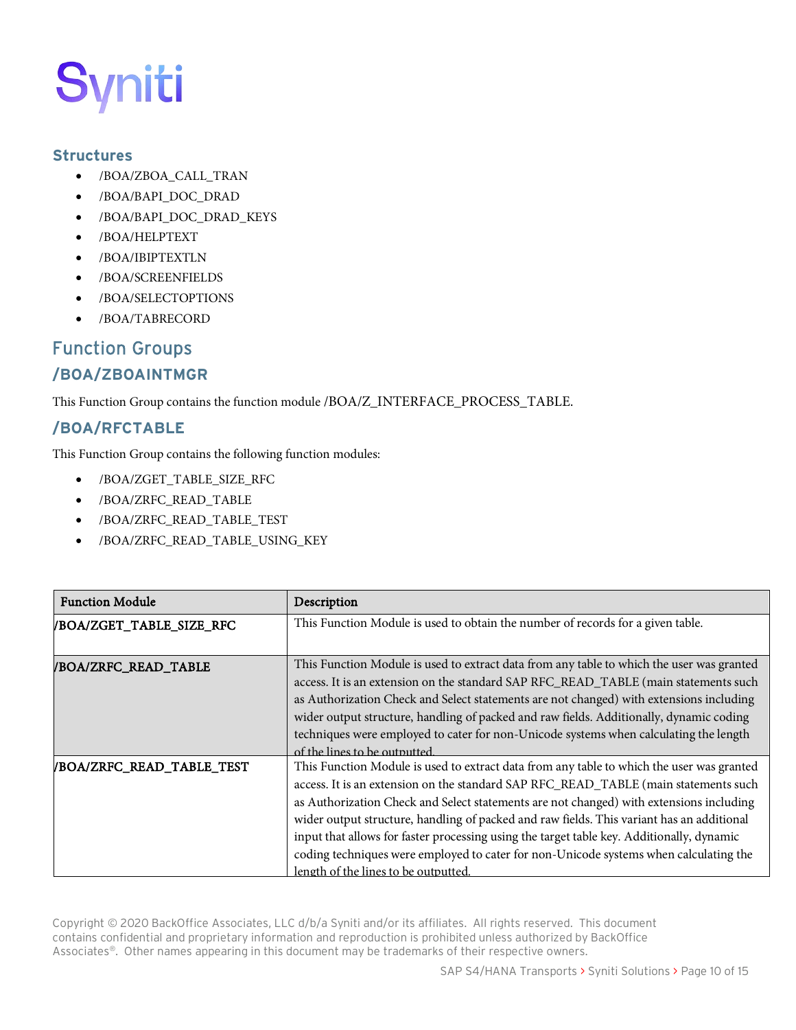### Structures

- /BOA/ZBOA_CALL_TRAN
- /BOA/BAPI_DOC_DRAD
- /BOA/BAPI_DOC_DRAD_KEYS
- /BOA/HELPTEXT
- /BOA/IBIPTEXTLN
- /BOA/SCREENFIELDS
- /BOA/SELECTOPTIONS
- /BOA/TABRECORD

## Function Groups

### /BOA/ZBOAINTMGR

This Function Group contains the function module /BOA/Z_INTERFACE_PROCESS_TABLE.

### /BOA/RFCTABLE

This Function Group contains the following function modules:

- /BOA/ZGET_TABLE_SIZE_RFC
- /BOA/ZRFC_READ_TABLE
- /BOA/ZRFC_READ_TABLE_TEST
- /BOA/ZRFC_READ_TABLE_USING_KEY

| Function Module | Description |
|---|---|
| **/BOA/ZGET_TABLE_SIZE_RFC** | This Function Module is used to obtain the number of records for a given table. |
| **/BOA/ZRFC_READ_TABLE** | This Function Module is used to extract data from any table to which the user was granted access. It is an extension on the standard SAP RFC_READ_TABLE (main statements such as Authorization Check and Select statements are not changed) with extensions including wider output structure, handling of packed and raw fields. Additionally, dynamic coding techniques were employed to cater for non-Unicode systems when calculating the length of the lines to be outputted. |
| **/BOA/ZRFC_READ_TABLE_TEST** | This Function Module is used to extract data from any table to which the user was granted access. It is an extension on the standard SAP RFC_READ_TABLE (main statements such as Authorization Check and Select statements are not changed) with extensions including wider output structure, handling of packed and raw fields. This variant has an additional input that allows for faster processing using the target table key. Additionally, dynamic coding techniques were employed to cater for non-Unicode systems when calculating the length of the lines to be outputted. |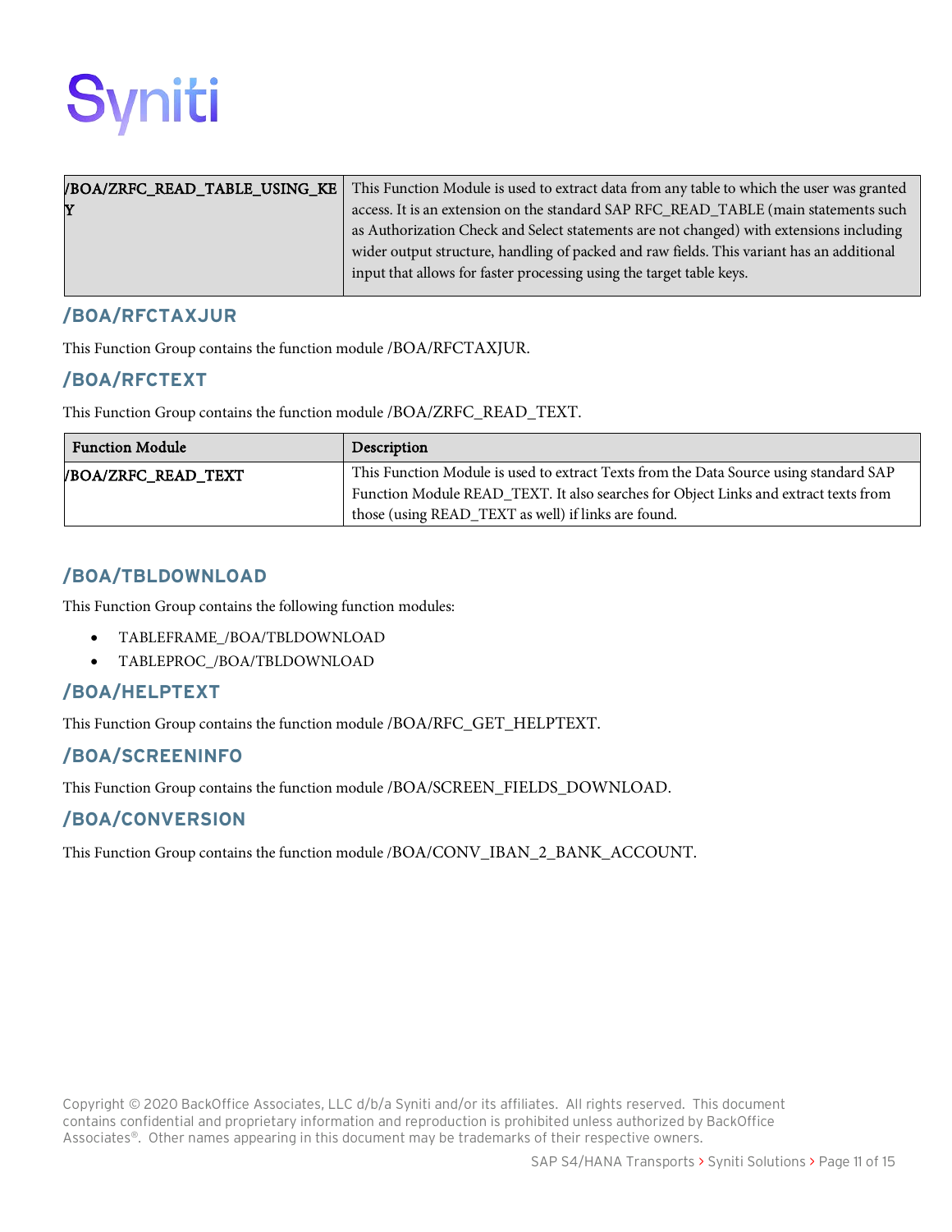| | |
|---|---|
| **/BOA/ZRFC_READ_TABLE_USING_KEY** | This Function Module is used to extract data from any table to which the user was granted access. It is an extension on the standard SAP RFC_READ_TABLE (main statements such as Authorization Check and Select statements are not changed) with extensions including wider output structure, handling of packed and raw fields. This variant has an additional input that allows for faster processing using the target table keys. |

## /BOA/RFCTAXJUR

This Function Group contains the function module /BOA/RFCTAXJUR.

## /BOA/RFCTEXT

This Function Group contains the function module /BOA/ZRFC_READ_TEXT.

| Function Module | Description |
|---|---|
| **/BOA/ZRFC_READ_TEXT** | This Function Module is used to extract Texts from the Data Source using standard SAP Function Module READ_TEXT. It also searches for Object Links and extract texts from those (using READ_TEXT as well) if links are found. |

## /BOA/TBLDOWNLOAD

This Function Group contains the following function modules:

- TABLEFRAME_/BOA/TBLDOWNLOAD
- TABLEPROC_/BOA/TBLDOWNLOAD

## /BOA/HELPTEXT

This Function Group contains the function module /BOA/RFC_GET_HELPTEXT.

## /BOA/SCREENINFO

This Function Group contains the function module /BOA/SCREEN_FIELDS_DOWNLOAD.

## /BOA/CONVERSION

This Function Group contains the function module /BOA/CONV_IBAN_2_BANK_ACCOUNT.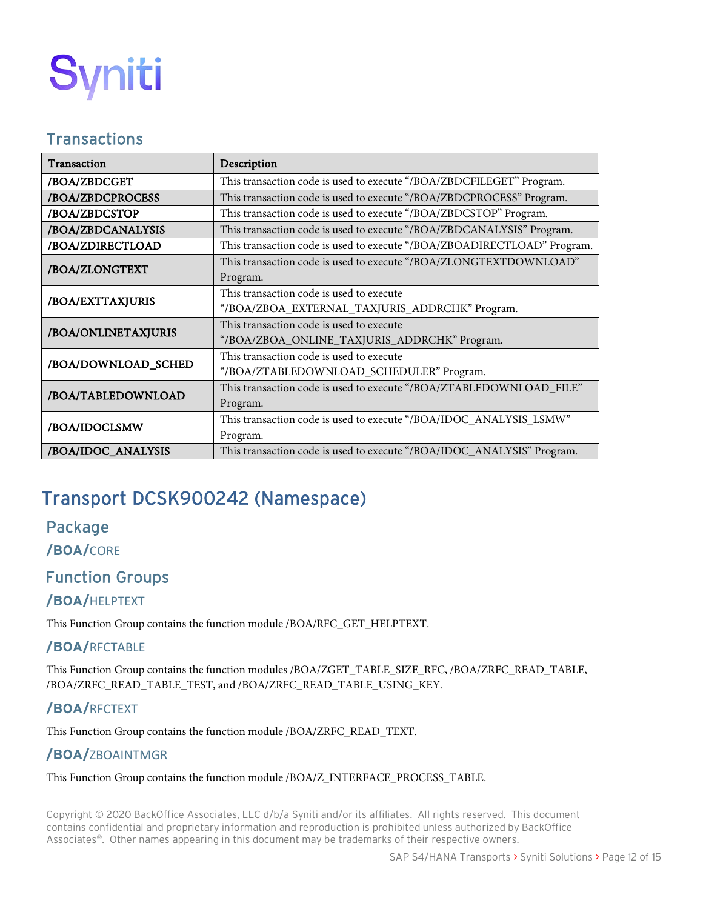## Transactions

| Transaction | Description |
|---|---|
| /BOA/ZBDCGET | This transaction code is used to execute “/BOA/ZBDCFILEGET” Program. |
| /BOA/ZBDCPROCESS | This transaction code is used to execute “/BOA/ZBDCPROCESS” Program. |
| /BOA/ZBDCSTOP | This transaction code is used to execute “/BOA/ZBDCSTOP” Program. |
| /BOA/ZBDCANALYSIS | This transaction code is used to execute “/BOA/ZBDCANALYSIS” Program. |
| /BOA/ZDIRECTLOAD | This transaction code is used to execute “/BOA/ZBOADIRECTLOAD” Program. |
| /BOA/ZLONGTEXT | This transaction code is used to execute “/BOA/ZLONGTEXTDOWNLOAD” Program. |
| /BOA/EXTTAXJURIS | This transaction code is used to execute “/BOA/ZBOA_EXTERNAL_TAXJURIS_ADDRCHK” Program. |
| /BOA/ONLINETAXJURIS | This transaction code is used to execute “/BOA/ZBOA_ONLINE_TAXJURIS_ADDRCHK” Program. |
| /BOA/DOWNLOAD_SCHED | This transaction code is used to execute “/BOA/ZTABLEDOWNLOAD_SCHEDULER” Program. |
| /BOA/TABLEDOWNLOAD | This transaction code is used to execute “/BOA/ZTABLEDOWNLOAD_FILE” Program. |
| /BOA/IDOCLSMW | This transaction code is used to execute “/BOA/IDOC_ANALYSIS_LSMW” Program. |
| /BOA/IDOC_ANALYSIS | This transaction code is used to execute “/BOA/IDOC_ANALYSIS” Program. |

# Transport DCSK900242 (Namespace)

## Package

### /BOA/CORE

## Function Groups

### /BOA/HELPTEXT

This Function Group contains the function module /BOA/RFC_GET_HELPTEXT.

### /BOA/RFCTABLE

This Function Group contains the function modules /BOA/ZGET_TABLE_SIZE_RFC, /BOA/ZRFC_READ_TABLE, /BOA/ZRFC_READ_TABLE_TEST, and /BOA/ZRFC_READ_TABLE_USING_KEY.

### /BOA/RFCTEXT

This Function Group contains the function module /BOA/ZRFC_READ_TEXT.

### /BOA/ZBOAINTMGR

This Function Group contains the function module /BOA/Z_INTERFACE_PROCESS_TABLE.

Copyright © 2020 BackOffice Associates, LLC d/b/a Syniti and/or its affiliates. All rights reserved. This document contains confidential and proprietary information and reproduction is prohibited unless authorized by BackOffice Associates®. Other names appearing in this document may be trademarks of their respective owners.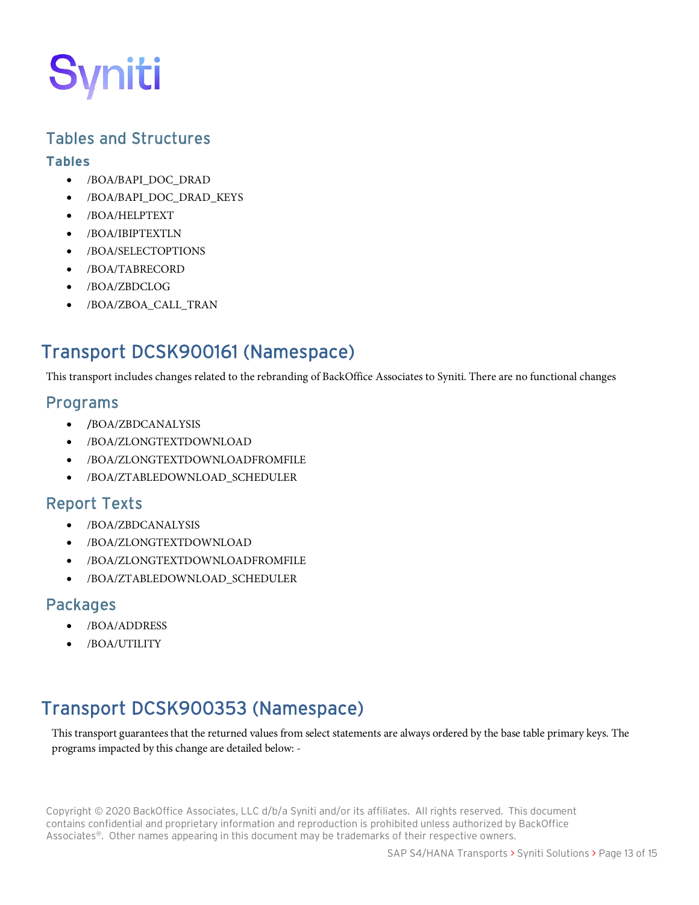## Tables and Structures

### Tables

- /BOA/BAPI_DOC_DRAD
- /BOA/BAPI_DOC_DRAD_KEYS
- /BOA/HELPTEXT
- /BOA/IBIPTEXTLN
- /BOA/SELECTOPTIONS
- /BOA/TABRECORD
- /BOA/ZBDCLOG
- /BOA/ZBOA_CALL_TRAN

# Transport DCSK900161 (Namespace)

This transport includes changes related to the rebranding of BackOffice Associates to Syniti. There are no functional changes

## Programs

- /BOA/ZBDCANALYSIS
- /BOA/ZLONGTEXTDOWNLOAD
- /BOA/ZLONGTEXTDOWNLOADFROMFILE
- /BOA/ZTABLEDOWNLOAD_SCHEDULER

## Report Texts

- /BOA/ZBDCANALYSIS
- /BOA/ZLONGTEXTDOWNLOAD
- /BOA/ZLONGTEXTDOWNLOADFROMFILE
- /BOA/ZTABLEDOWNLOAD_SCHEDULER

## Packages

- /BOA/ADDRESS
- /BOA/UTILITY

# Transport DCSK900353 (Namespace)

This transport guarantees that the returned values from select statements are always ordered by the base table primary keys. The programs impacted by this change are detailed below: -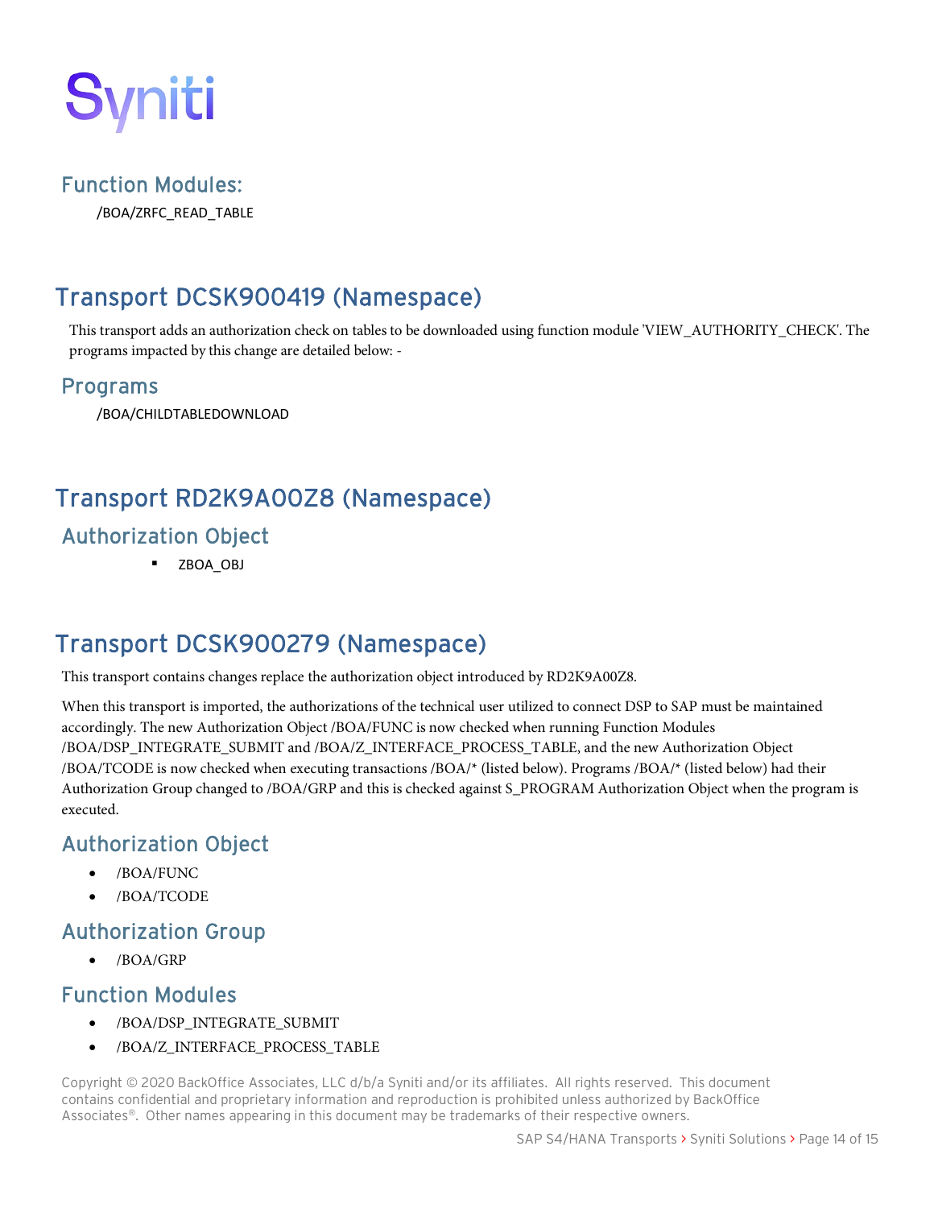### Function Modules:

/BOA/ZRFC_READ_TABLE

## Transport DCSK900419 (Namespace)

This transport adds an authorization check on tables to be downloaded using function module 'VIEW_AUTHORITY_CHECK'. The programs impacted by this change are detailed below: -

### Programs

/BOA/CHILDTABLEDOWNLOAD

## Transport RD2K9A00Z8 (Namespace)

### Authorization Object

- ZBOA_OBJ

## Transport DCSK900279 (Namespace)

This transport contains changes replace the authorization object introduced by RD2K9A00Z8.

When this transport is imported, the authorizations of the technical user utilized to connect DSP to SAP must be maintained accordingly. The new Authorization Object /BOA/FUNC is now checked when running Function Modules /BOA/DSP_INTEGRATE_SUBMIT and /BOA/Z_INTERFACE_PROCESS_TABLE, and the new Authorization Object /BOA/TCODE is now checked when executing transactions /BOA/* (listed below). Programs /BOA/* (listed below) had their Authorization Group changed to /BOA/GRP and this is checked against S_PROGRAM Authorization Object when the program is executed.

### Authorization Object

- /BOA/FUNC
- /BOA/TCODE

### Authorization Group

- /BOA/GRP

### Function Modules

- /BOA/DSP_INTEGRATE_SUBMIT
- /BOA/Z_INTERFACE_PROCESS_TABLE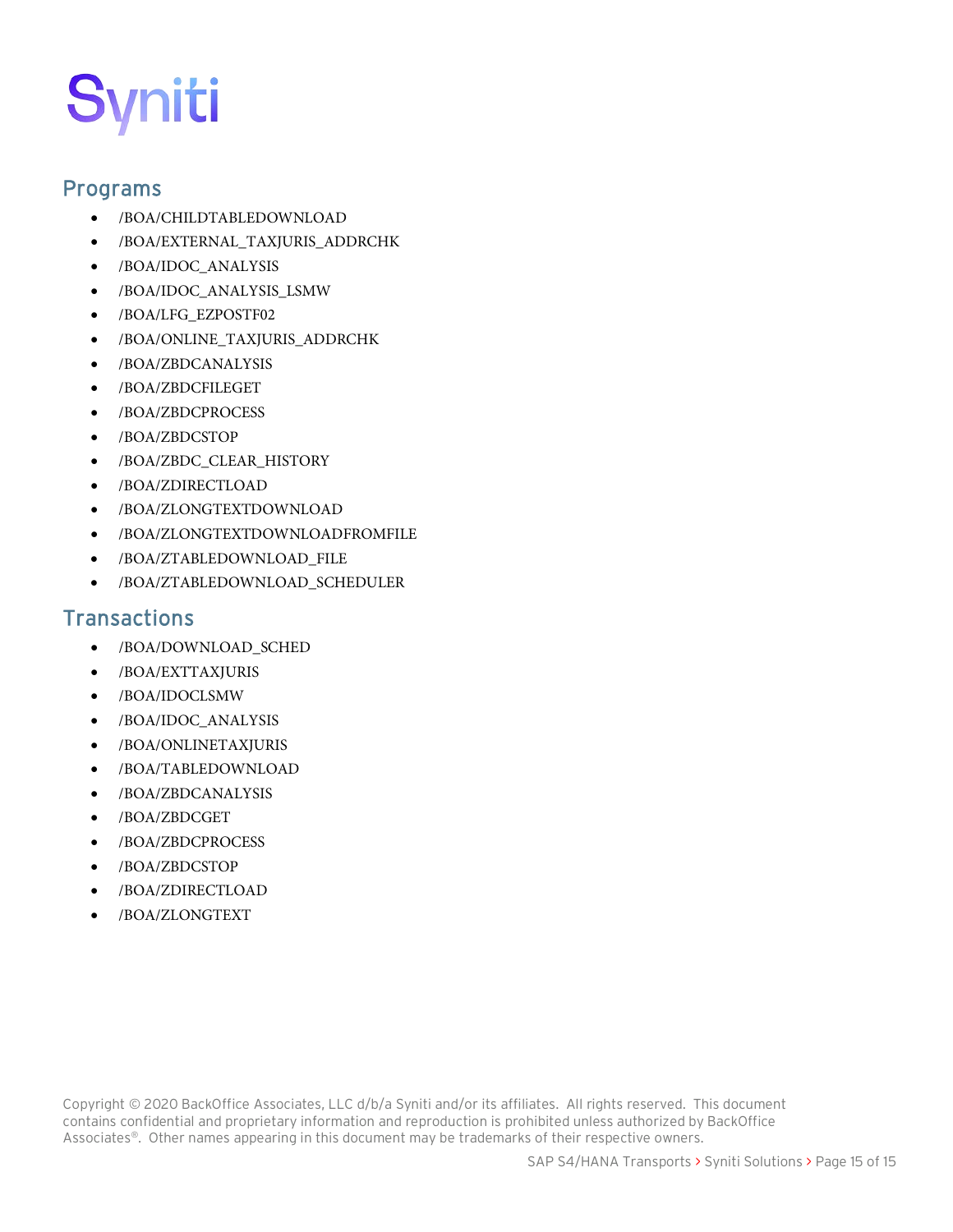## Programs

- /BOA/CHILDTABLEDOWNLOAD
- /BOA/EXTERNAL_TAXJURIS_ADDRCHK
- /BOA/IDOC_ANALYSIS
- /BOA/IDOC_ANALYSIS_LSMW
- /BOA/LFG_EZPOSTF02
- /BOA/ONLINE_TAXJURIS_ADDRCHK
- /BOA/ZBDCANALYSIS
- /BOA/ZBDCFILEGET
- /BOA/ZBDCPROCESS
- /BOA/ZBDCSTOP
- /BOA/ZBDC_CLEAR_HISTORY
- /BOA/ZDIRECTLOAD
- /BOA/ZLONGTEXTDOWNLOAD
- /BOA/ZLONGTEXTDOWNLOADFROMFILE
- /BOA/ZTABLEDOWNLOAD_FILE
- /BOA/ZTABLEDOWNLOAD_SCHEDULER

## Transactions

- /BOA/DOWNLOAD_SCHED
- /BOA/EXTTAXJURIS
- /BOA/IDOCLSMW
- /BOA/IDOC_ANALYSIS
- /BOA/ONLINETAXJURIS
- /BOA/TABLEDOWNLOAD
- /BOA/ZBDCANALYSIS
- /BOA/ZBDCGET
- /BOA/ZBDCPROCESS
- /BOA/ZBDCSTOP
- /BOA/ZDIRECTLOAD
- /BOA/ZLONGTEXT

Copyright © 2020 BackOffice Associates, LLC d/b/a Syniti and/or its affiliates. All rights reserved. This document contains confidential and proprietary information and reproduction is prohibited unless authorized by BackOffice Associates®. Other names appearing in this document may be trademarks of their respective owners.